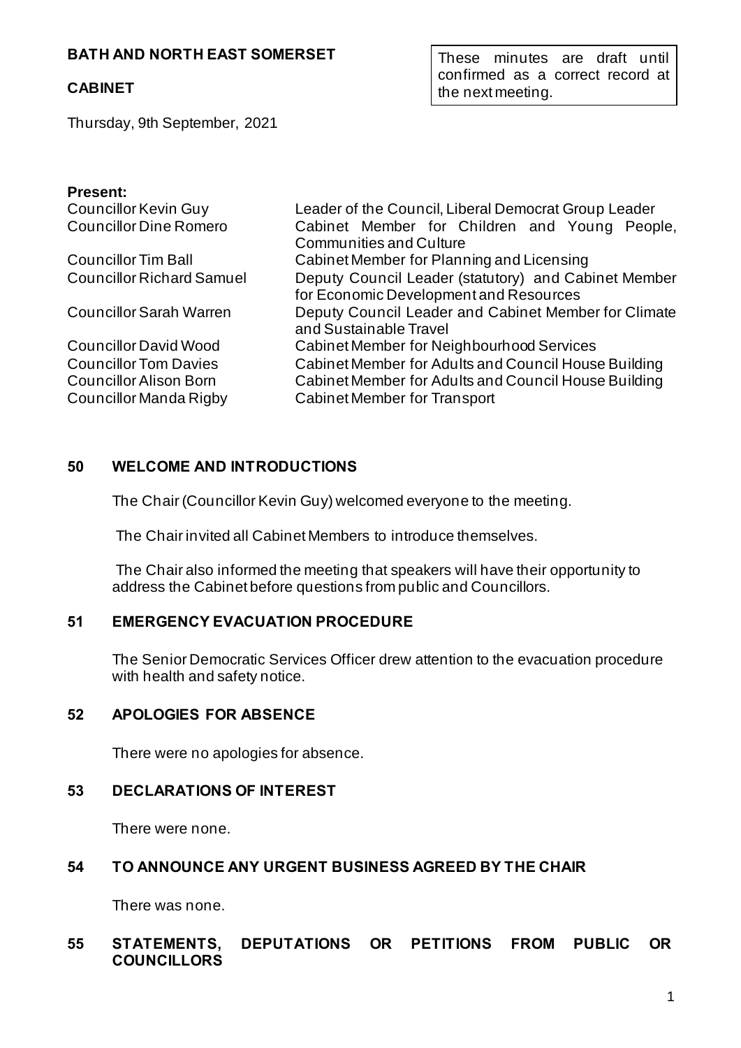# BATH AND NORTH EAST SOMERSET

These minutes are draft until confirmed as a correct record at the next meeting.

## CABINET

Thursday, 9th September, 2021

**Present:**

| | |
|---|---|
| Councillor Kevin Guy | Leader of the Council, Liberal Democrat Group Leader |
| Councillor Dine Romero | Cabinet Member for Children and Young People, Communities and Culture |
| Councillor Tim Ball | Cabinet Member for Planning and Licensing |
| Councillor Richard Samuel | Deputy Council Leader (statutory) and Cabinet Member for Economic Development and Resources |
| Councillor Sarah Warren | Deputy Council Leader and Cabinet Member for Climate and Sustainable Travel |
| Councillor David Wood | Cabinet Member for Neighbourhood Services |
| Councillor Tom Davies | Cabinet Member for Adults and Council House Building |
| Councillor Alison Born | Cabinet Member for Adults and Council House Building |
| Councillor Manda Rigby | Cabinet Member for Transport |

## 50 WELCOME AND INTRODUCTIONS

The Chair (Councillor Kevin Guy) welcomed everyone to the meeting.

The Chair invited all Cabinet Members to introduce themselves.

The Chair also informed the meeting that speakers will have their opportunity to address the Cabinet before questions from public and Councillors.

## 51 EMERGENCY EVACUATION PROCEDURE

The Senior Democratic Services Officer drew attention to the evacuation procedure with health and safety notice.

## 52 APOLOGIES FOR ABSENCE

There were no apologies for absence.

## 53 DECLARATIONS OF INTEREST

There were none.

## 54 TO ANNOUNCE ANY URGENT BUSINESS AGREED BY THE CHAIR

There was none.

## 55 STATEMENTS, DEPUTATIONS OR PETITIONS FROM PUBLIC OR COUNCILLORS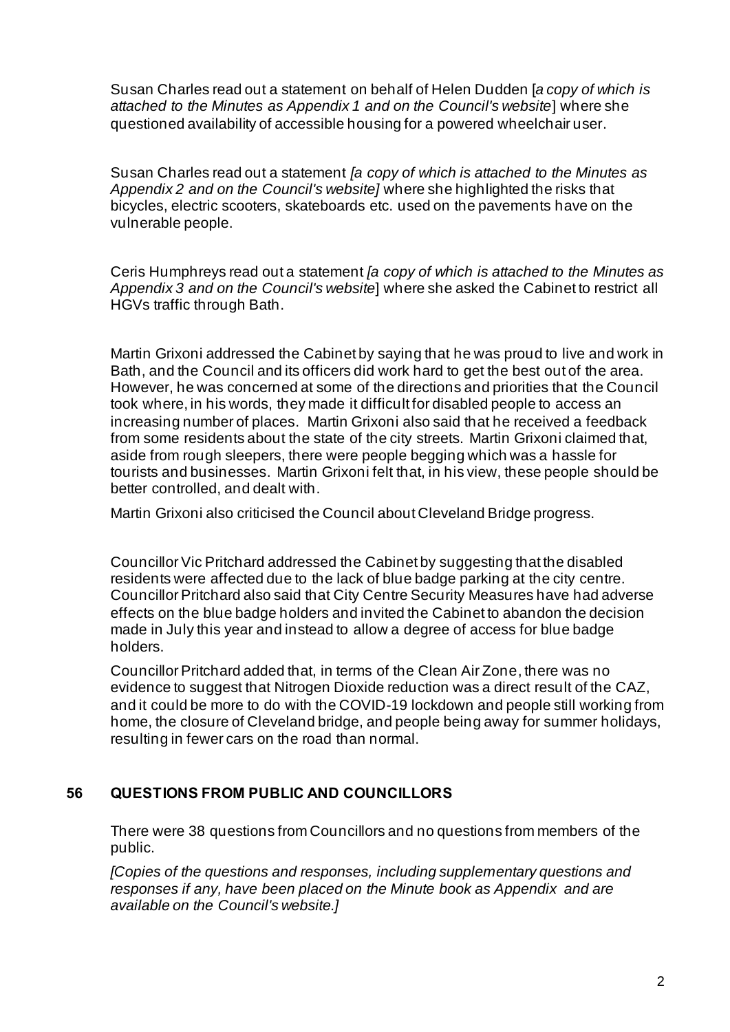Susan Charles read out a statement on behalf of Helen Dudden [*a copy of which is attached to the Minutes as Appendix 1 and on the Council's website*] where she questioned availability of accessible housing for a powered wheelchair user.

Susan Charles read out a statement *[a copy of which is attached to the Minutes as Appendix 2 and on the Council's website]* where she highlighted the risks that bicycles, electric scooters, skateboards etc. used on the pavements have on the vulnerable people.

Ceris Humphreys read out a statement *[a copy of which is attached to the Minutes as Appendix 3 and on the Council's website*] where she asked the Cabinet to restrict all HGVs traffic through Bath.

Martin Grixoni addressed the Cabinet by saying that he was proud to live and work in Bath, and the Council and its officers did work hard to get the best out of the area. However, he was concerned at some of the directions and priorities that the Council took where, in his words, they made it difficult for disabled people to access an increasing number of places. Martin Grixoni also said that he received a feedback from some residents about the state of the city streets. Martin Grixoni claimed that, aside from rough sleepers, there were people begging which was a hassle for tourists and businesses. Martin Grixoni felt that, in his view, these people should be better controlled, and dealt with.

Martin Grixoni also criticised the Council about Cleveland Bridge progress.

Councillor Vic Pritchard addressed the Cabinet by suggesting that the disabled residents were affected due to the lack of blue badge parking at the city centre. Councillor Pritchard also said that City Centre Security Measures have had adverse effects on the blue badge holders and invited the Cabinet to abandon the decision made in July this year and instead to allow a degree of access for blue badge holders.

Councillor Pritchard added that, in terms of the Clean Air Zone, there was no evidence to suggest that Nitrogen Dioxide reduction was a direct result of the CAZ, and it could be more to do with the COVID-19 lockdown and people still working from home, the closure of Cleveland bridge, and people being away for summer holidays, resulting in fewer cars on the road than normal.

## 56 QUESTIONS FROM PUBLIC AND COUNCILLORS

There were 38 questions from Councillors and no questions from members of the public.

*[Copies of the questions and responses, including supplementary questions and responses if any, have been placed on the Minute book as Appendix and are available on the Council's website.]*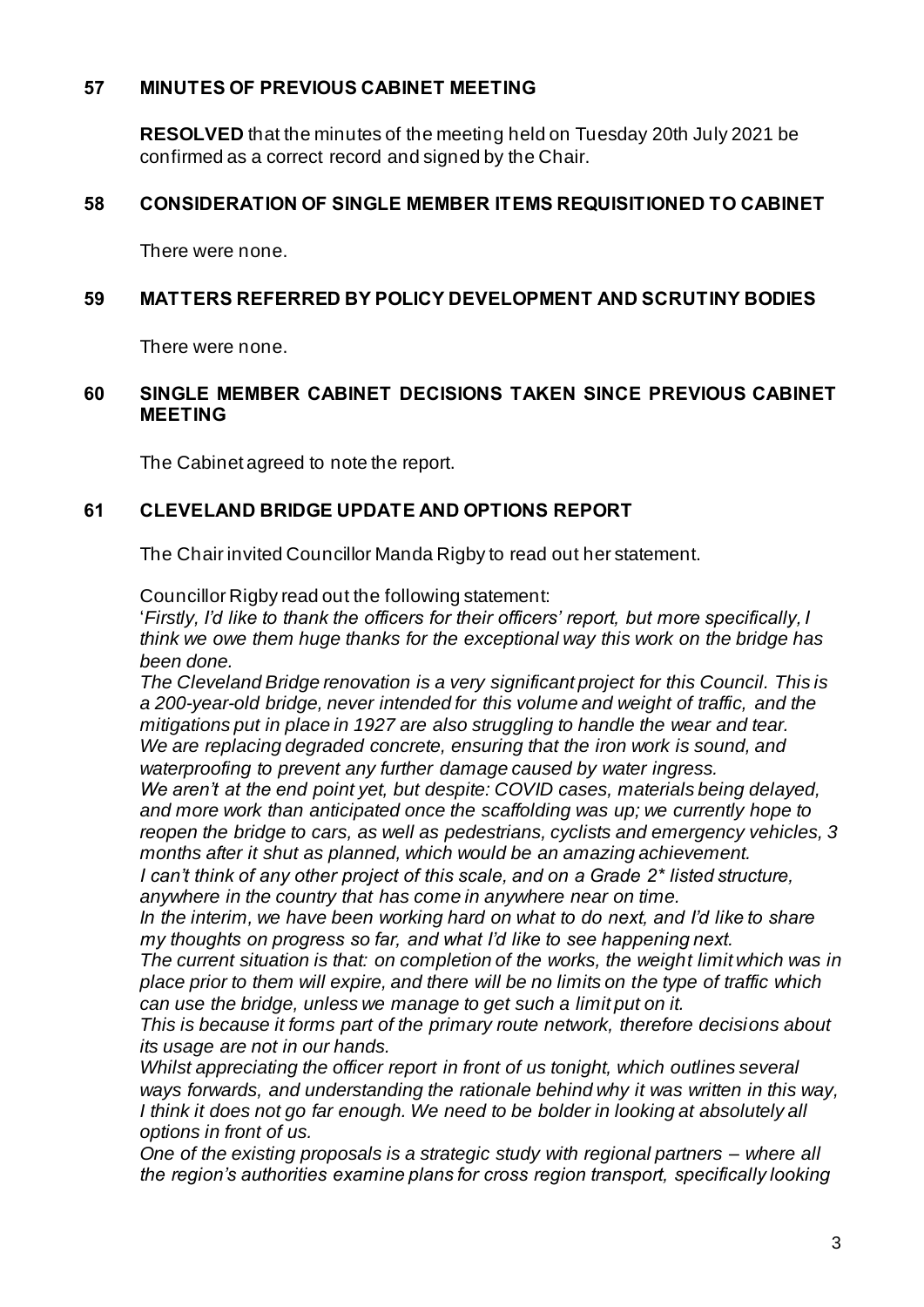## 57 MINUTES OF PREVIOUS CABINET MEETING

**RESOLVED** that the minutes of the meeting held on Tuesday 20th July 2021 be confirmed as a correct record and signed by the Chair.

## 58 CONSIDERATION OF SINGLE MEMBER ITEMS REQUISITIONED TO CABINET

There were none.

## 59 MATTERS REFERRED BY POLICY DEVELOPMENT AND SCRUTINY BODIES

There were none.

## 60 SINGLE MEMBER CABINET DECISIONS TAKEN SINCE PREVIOUS CABINET MEETING

The Cabinet agreed to note the report.

## 61 CLEVELAND BRIDGE UPDATE AND OPTIONS REPORT

The Chair invited Councillor Manda Rigby to read out her statement.

Councillor Rigby read out the following statement:

'*Firstly, I'd like to thank the officers for their officers' report, but more specifically, I think we owe them huge thanks for the exceptional way this work on the bridge has been done.*

*The Cleveland Bridge renovation is a very significant project for this Council. This is a 200-year-old bridge, never intended for this volume and weight of traffic, and the mitigations put in place in 1927 are also struggling to handle the wear and tear.*

*We are replacing degraded concrete, ensuring that the iron work is sound, and waterproofing to prevent any further damage caused by water ingress.*

*We aren't at the end point yet, but despite: COVID cases, materials being delayed, and more work than anticipated once the scaffolding was up; we currently hope to reopen the bridge to cars, as well as pedestrians, cyclists and emergency vehicles, 3 months after it shut as planned, which would be an amazing achievement.*

*I can't think of any other project of this scale, and on a Grade 2* listed structure, anywhere in the country that has come in anywhere near on time.*

*In the interim, we have been working hard on what to do next, and I'd like to share my thoughts on progress so far, and what I'd like to see happening next.*

*The current situation is that: on completion of the works, the weight limit which was in place prior to them will expire, and there will be no limits on the type of traffic which can use the bridge, unless we manage to get such a limit put on it.*

*This is because it forms part of the primary route network, therefore decisions about its usage are not in our hands.*

*Whilst appreciating the officer report in front of us tonight, which outlines several ways forwards, and understanding the rationale behind why it was written in this way, I think it does not go far enough. We need to be bolder in looking at absolutely all options in front of us.*

*One of the existing proposals is a strategic study with regional partners – where all the region's authorities examine plans for cross region transport, specifically looking*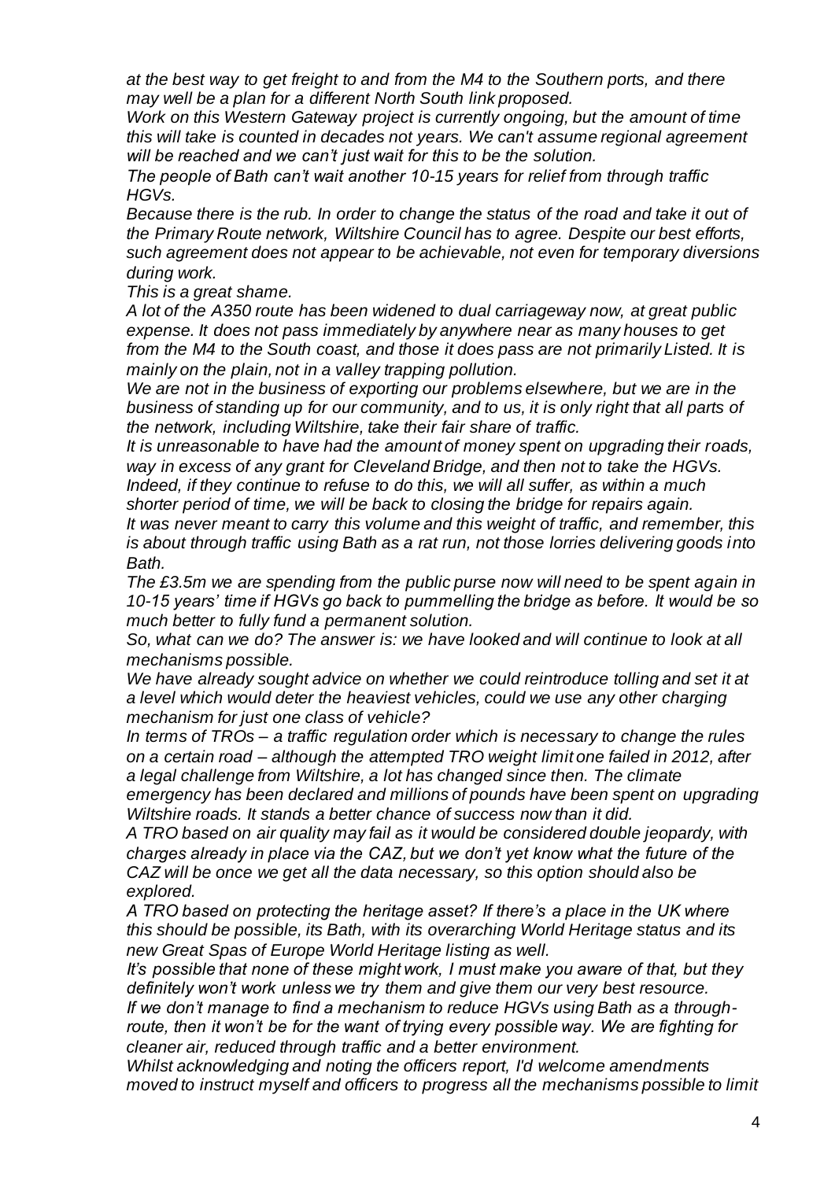*at the best way to get freight to and from the M4 to the Southern ports, and there may well be a plan for a different North South link proposed.*

*Work on this Western Gateway project is currently ongoing, but the amount of time this will take is counted in decades not years. We can't assume regional agreement will be reached and we can't just wait for this to be the solution.*

*The people of Bath can't wait another 10-15 years for relief from through traffic HGVs.*

*Because there is the rub. In order to change the status of the road and take it out of the Primary Route network, Wiltshire Council has to agree. Despite our best efforts, such agreement does not appear to be achievable, not even for temporary diversions during work.*

*This is a great shame.*

*A lot of the A350 route has been widened to dual carriageway now, at great public expense. It does not pass immediately by anywhere near as many houses to get from the M4 to the South coast, and those it does pass are not primarily Listed. It is mainly on the plain, not in a valley trapping pollution.*

*We are not in the business of exporting our problems elsewhere, but we are in the business of standing up for our community, and to us, it is only right that all parts of the network, including Wiltshire, take their fair share of traffic.*

*It is unreasonable to have had the amount of money spent on upgrading their roads, way in excess of any grant for Cleveland Bridge, and then not to take the HGVs.*

*Indeed, if they continue to refuse to do this, we will all suffer, as within a much shorter period of time, we will be back to closing the bridge for repairs again.*

*It was never meant to carry this volume and this weight of traffic, and remember, this is about through traffic using Bath as a rat run, not those lorries delivering goods into Bath.*

*The £3.5m we are spending from the public purse now will need to be spent again in 10-15 years' time if HGVs go back to pummelling the bridge as before. It would be so much better to fully fund a permanent solution.*

*So, what can we do? The answer is: we have looked and will continue to look at all mechanisms possible.*

*We have already sought advice on whether we could reintroduce tolling and set it at a level which would deter the heaviest vehicles, could we use any other charging mechanism for just one class of vehicle?*

*In terms of TROs – a traffic regulation order which is necessary to change the rules on a certain road – although the attempted TRO weight limit one failed in 2012, after a legal challenge from Wiltshire, a lot has changed since then. The climate emergency has been declared and millions of pounds have been spent on upgrading Wiltshire roads. It stands a better chance of success now than it did.*

*A TRO based on air quality may fail as it would be considered double jeopardy, with charges already in place via the CAZ, but we don't yet know what the future of the CAZ will be once we get all the data necessary, so this option should also be explored.*

*A TRO based on protecting the heritage asset? If there's a place in the UK where this should be possible, its Bath, with its overarching World Heritage status and its new Great Spas of Europe World Heritage listing as well.*

*It's possible that none of these might work, I must make you aware of that, but they definitely won't work unless we try them and give them our very best resource.*

*If we don't manage to find a mechanism to reduce HGVs using Bath as a through-route, then it won't be for the want of trying every possible way. We are fighting for cleaner air, reduced through traffic and a better environment.*

*Whilst acknowledging and noting the officers report, I'd welcome amendments moved to instruct myself and officers to progress all the mechanisms possible to limit*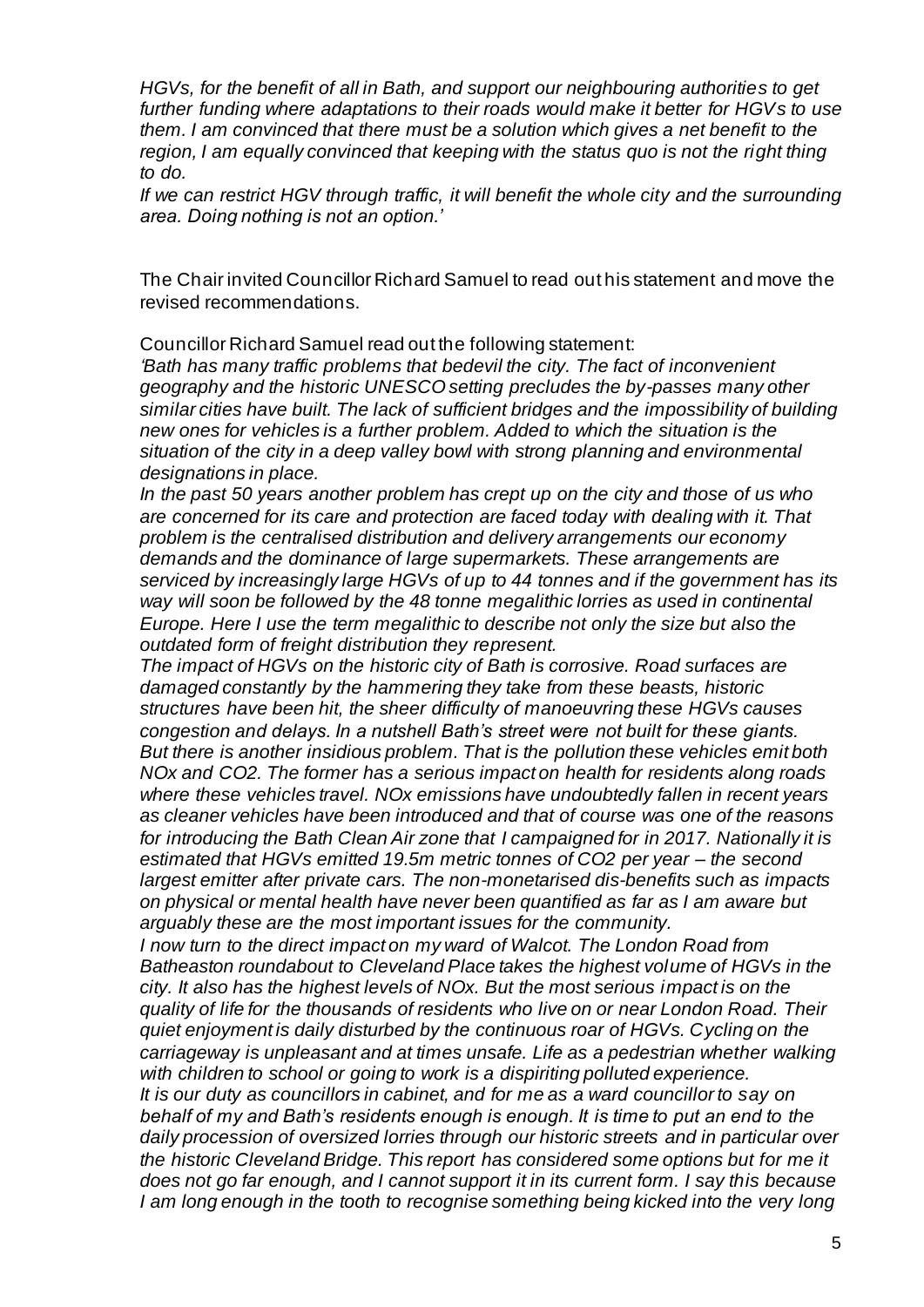*HGVs, for the benefit of all in Bath, and support our neighbouring authorities to get further funding where adaptations to their roads would make it better for HGVs to use them. I am convinced that there must be a solution which gives a net benefit to the region, I am equally convinced that keeping with the status quo is not the right thing to do.*

*If we can restrict HGV through traffic, it will benefit the whole city and the surrounding area. Doing nothing is not an option.'*

The Chair invited Councillor Richard Samuel to read out his statement and move the revised recommendations.

Councillor Richard Samuel read out the following statement:

*'Bath has many traffic problems that bedevil the city. The fact of inconvenient geography and the historic UNESCO setting precludes the by-passes many other similar cities have built. The lack of sufficient bridges and the impossibility of building new ones for vehicles is a further problem. Added to which the situation is the situation of the city in a deep valley bowl with strong planning and environmental designations in place.*

*In the past 50 years another problem has crept up on the city and those of us who are concerned for its care and protection are faced today with dealing with it. That problem is the centralised distribution and delivery arrangements our economy demands and the dominance of large supermarkets. These arrangements are serviced by increasingly large HGVs of up to 44 tonnes and if the government has its way will soon be followed by the 48 tonne megalithic lorries as used in continental Europe. Here I use the term megalithic to describe not only the size but also the outdated form of freight distribution they represent.*

*The impact of HGVs on the historic city of Bath is corrosive. Road surfaces are damaged constantly by the hammering they take from these beasts, historic structures have been hit, the sheer difficulty of manoeuvring these HGVs causes congestion and delays. In a nutshell Bath's street were not built for these giants. But there is another insidious problem. That is the pollution these vehicles emit both NOx and CO2. The former has a serious impact on health for residents along roads where these vehicles travel. NOx emissions have undoubtedly fallen in recent years as cleaner vehicles have been introduced and that of course was one of the reasons for introducing the Bath Clean Air zone that I campaigned for in 2017. Nationally it is estimated that HGVs emitted 19.5m metric tonnes of CO2 per year – the second largest emitter after private cars. The non-monetarised dis-benefits such as impacts on physical or mental health have never been quantified as far as I am aware but arguably these are the most important issues for the community.*

*I now turn to the direct impact on my ward of Walcot. The London Road from Batheaston roundabout to Cleveland Place takes the highest volume of HGVs in the city. It also has the highest levels of NOx. But the most serious impact is on the quality of life for the thousands of residents who live on or near London Road. Their quiet enjoyment is daily disturbed by the continuous roar of HGVs. Cycling on the carriageway is unpleasant and at times unsafe. Life as a pedestrian whether walking with children to school or going to work is a dispiriting polluted experience.*

*It is our duty as councillors in cabinet, and for me as a ward councillor to say on behalf of my and Bath's residents enough is enough. It is time to put an end to the daily procession of oversized lorries through our historic streets and in particular over the historic Cleveland Bridge. This report has considered some options but for me it does not go far enough, and I cannot support it in its current form. I say this because I am long enough in the tooth to recognise something being kicked into the very long*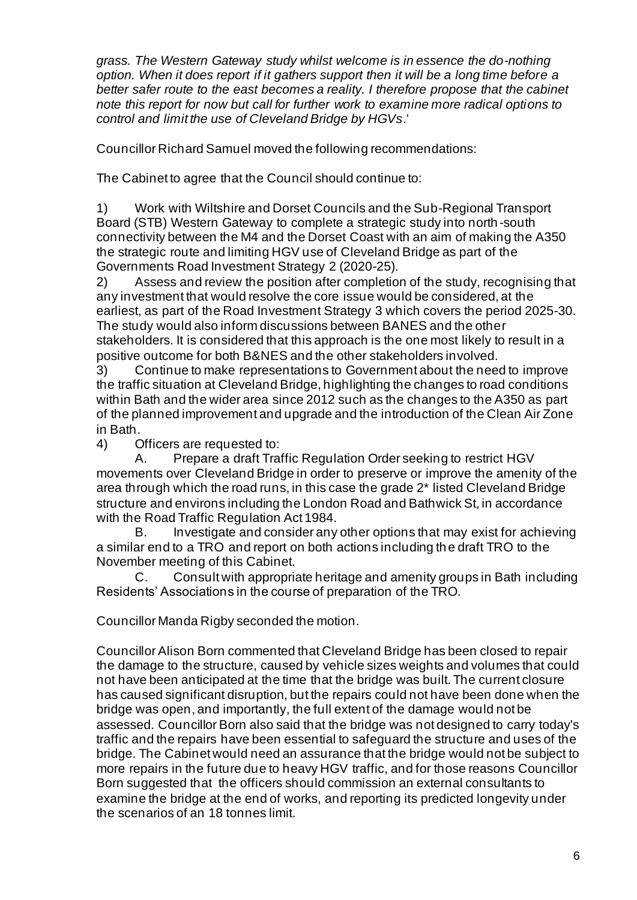*grass. The Western Gateway study whilst welcome is in essence the do-nothing option. When it does report if it gathers support then it will be a long time before a better safer route to the east becomes a reality. I therefore propose that the cabinet note this report for now but call for further work to examine more radical options to control and limit the use of Cleveland Bridge by HGVs*.'

Councillor Richard Samuel moved the following recommendations:

The Cabinet to agree that the Council should continue to:

1) Work with Wiltshire and Dorset Councils and the Sub-Regional Transport Board (STB) Western Gateway to complete a strategic study into north-south connectivity between the M4 and the Dorset Coast with an aim of making the A350 the strategic route and limiting HGV use of Cleveland Bridge as part of the Governments Road Investment Strategy 2 (2020-25).
2) Assess and review the position after completion of the study, recognising that any investment that would resolve the core issue would be considered, at the earliest, as part of the Road Investment Strategy 3 which covers the period 2025-30. The study would also inform discussions between BANES and the other stakeholders. It is considered that this approach is the one most likely to result in a positive outcome for both B&NES and the other stakeholders involved.
3) Continue to make representations to Government about the need to improve the traffic situation at Cleveland Bridge, highlighting the changes to road conditions within Bath and the wider area since 2012 such as the changes to the A350 as part of the planned improvement and upgrade and the introduction of the Clean Air Zone in Bath.
4) Officers are requested to:
   A. Prepare a draft Traffic Regulation Order seeking to restrict HGV movements over Cleveland Bridge in order to preserve or improve the amenity of the area through which the road runs, in this case the grade 2* listed Cleveland Bridge structure and environs including the London Road and Bathwick St, in accordance with the Road Traffic Regulation Act 1984.
   B. Investigate and consider any other options that may exist for achieving a similar end to a TRO and report on both actions including the draft TRO to the November meeting of this Cabinet.
   C. Consult with appropriate heritage and amenity groups in Bath including Residents' Associations in the course of preparation of the TRO.

Councillor Manda Rigby seconded the motion.

Councillor Alison Born commented that Cleveland Bridge has been closed to repair the damage to the structure, caused by vehicle sizes weights and volumes that could not have been anticipated at the time that the bridge was built. The current closure has caused significant disruption, but the repairs could not have been done when the bridge was open, and importantly, the full extent of the damage would not be assessed. Councillor Born also said that the bridge was not designed to carry today's traffic and the repairs have been essential to safeguard the structure and uses of the bridge. The Cabinet would need an assurance that the bridge would not be subject to more repairs in the future due to heavy HGV traffic, and for those reasons Councillor Born suggested that the officers should commission an external consultants to examine the bridge at the end of works, and reporting its predicted longevity under the scenarios of an 18 tonnes limit.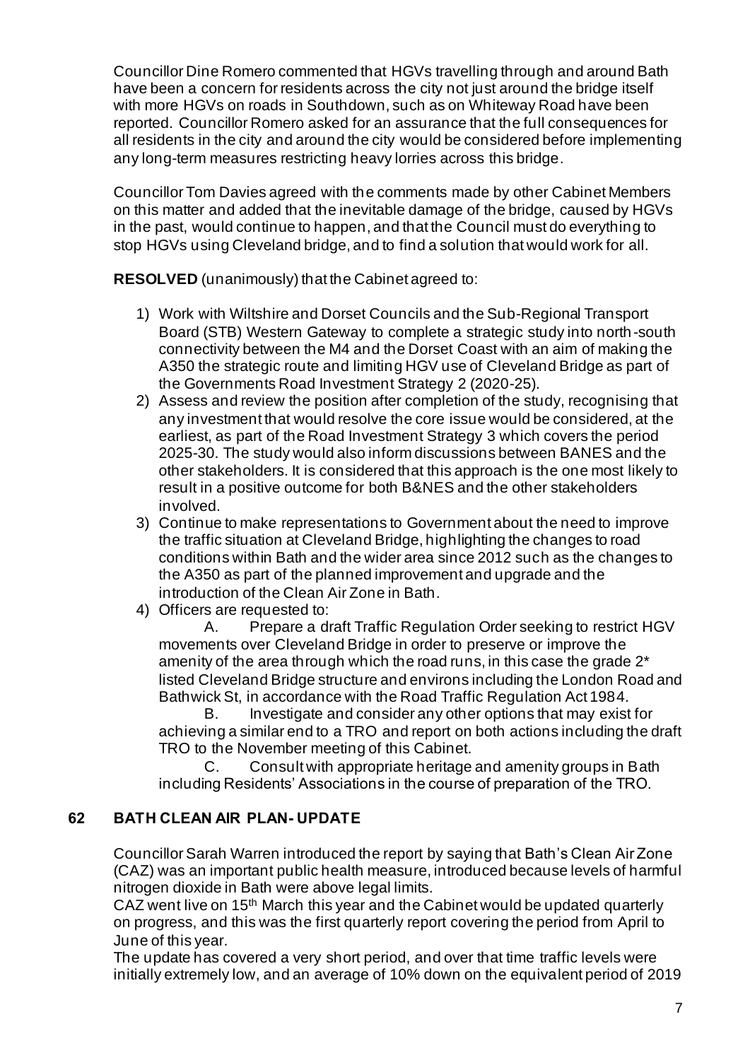Councillor Dine Romero commented that HGVs travelling through and around Bath have been a concern for residents across the city not just around the bridge itself with more HGVs on roads in Southdown, such as on Whiteway Road have been reported. Councillor Romero asked for an assurance that the full consequences for all residents in the city and around the city would be considered before implementing any long-term measures restricting heavy lorries across this bridge.

Councillor Tom Davies agreed with the comments made by other Cabinet Members on this matter and added that the inevitable damage of the bridge, caused by HGVs in the past, would continue to happen, and that the Council must do everything to stop HGVs using Cleveland bridge, and to find a solution that would work for all.

**RESOLVED** (unanimously) that the Cabinet agreed to:

1) Work with Wiltshire and Dorset Councils and the Sub-Regional Transport Board (STB) Western Gateway to complete a strategic study into north-south connectivity between the M4 and the Dorset Coast with an aim of making the A350 the strategic route and limiting HGV use of Cleveland Bridge as part of the Governments Road Investment Strategy 2 (2020-25).
2) Assess and review the position after completion of the study, recognising that any investment that would resolve the core issue would be considered, at the earliest, as part of the Road Investment Strategy 3 which covers the period 2025-30. The study would also inform discussions between BANES and the other stakeholders. It is considered that this approach is the one most likely to result in a positive outcome for both B&NES and the other stakeholders involved.
3) Continue to make representations to Government about the need to improve the traffic situation at Cleveland Bridge, highlighting the changes to road conditions within Bath and the wider area since 2012 such as the changes to the A350 as part of the planned improvement and upgrade and the introduction of the Clean Air Zone in Bath.
4) Officers are requested to:

    A. Prepare a draft Traffic Regulation Order seeking to restrict HGV movements over Cleveland Bridge in order to preserve or improve the amenity of the area through which the road runs, in this case the grade 2* listed Cleveland Bridge structure and environs including the London Road and Bathwick St, in accordance with the Road Traffic Regulation Act 1984.

    B. Investigate and consider any other options that may exist for achieving a similar end to a TRO and report on both actions including the draft TRO to the November meeting of this Cabinet.

    C. Consult with appropriate heritage and amenity groups in Bath including Residents' Associations in the course of preparation of the TRO.

## 62 BATH CLEAN AIR PLAN- UPDATE

Councillor Sarah Warren introduced the report by saying that Bath's Clean Air Zone (CAZ) was an important public health measure, introduced because levels of harmful nitrogen dioxide in Bath were above legal limits.

CAZ went live on 15th March this year and the Cabinet would be updated quarterly on progress, and this was the first quarterly report covering the period from April to June of this year.

The update has covered a very short period, and over that time traffic levels were initially extremely low, and an average of 10% down on the equivalent period of 2019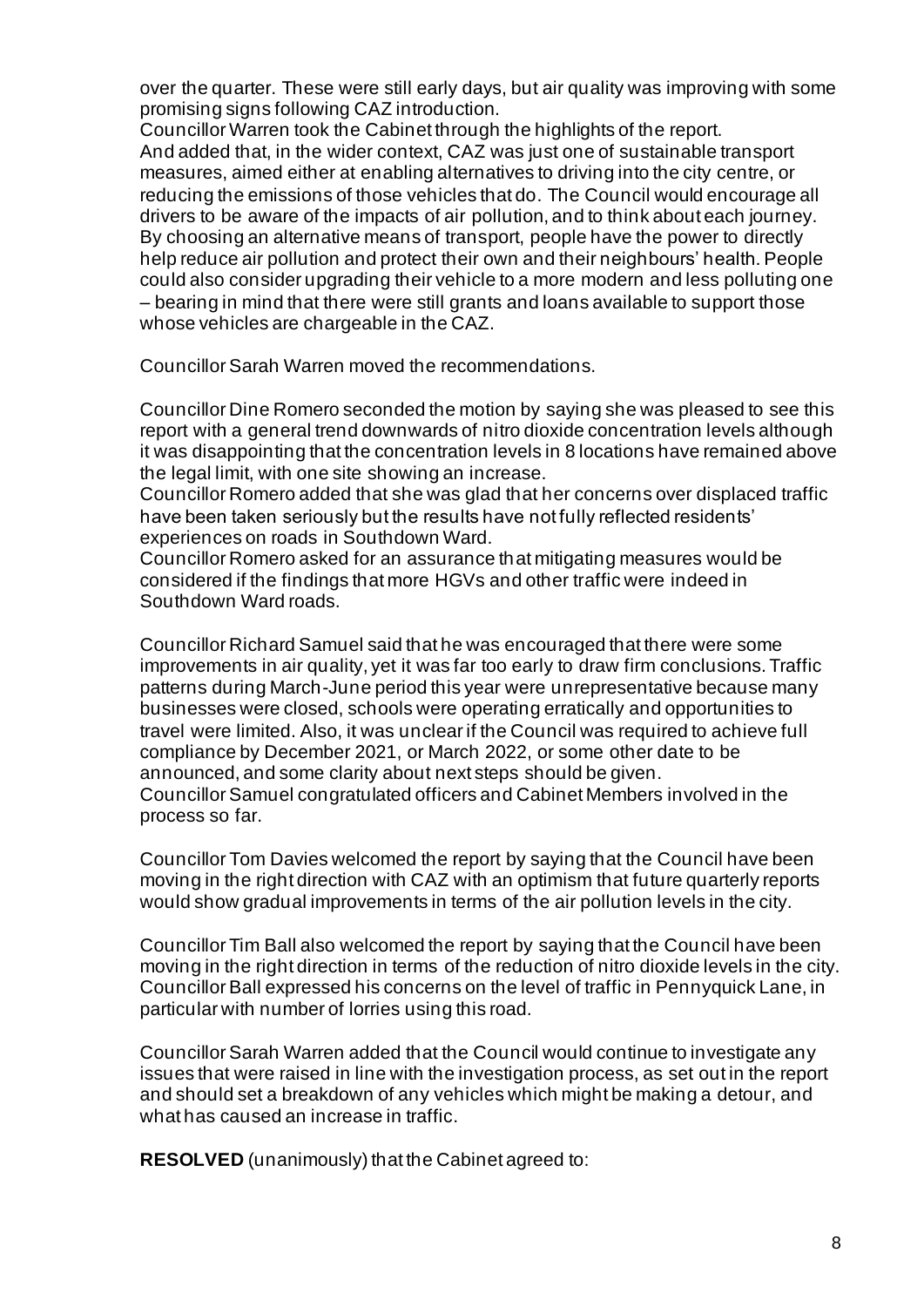over the quarter. These were still early days, but air quality was improving with some promising signs following CAZ introduction.

Councillor Warren took the Cabinet through the highlights of the report.

And added that, in the wider context, CAZ was just one of sustainable transport measures, aimed either at enabling alternatives to driving into the city centre, or reducing the emissions of those vehicles that do. The Council would encourage all drivers to be aware of the impacts of air pollution, and to think about each journey. By choosing an alternative means of transport, people have the power to directly help reduce air pollution and protect their own and their neighbours' health. People could also consider upgrading their vehicle to a more modern and less polluting one – bearing in mind that there were still grants and loans available to support those whose vehicles are chargeable in the CAZ.

Councillor Sarah Warren moved the recommendations.

Councillor Dine Romero seconded the motion by saying she was pleased to see this report with a general trend downwards of nitro dioxide concentration levels although it was disappointing that the concentration levels in 8 locations have remained above the legal limit, with one site showing an increase.

Councillor Romero added that she was glad that her concerns over displaced traffic have been taken seriously but the results have not fully reflected residents' experiences on roads in Southdown Ward.

Councillor Romero asked for an assurance that mitigating measures would be considered if the findings that more HGVs and other traffic were indeed in Southdown Ward roads.

Councillor Richard Samuel said that he was encouraged that there were some improvements in air quality, yet it was far too early to draw firm conclusions. Traffic patterns during March-June period this year were unrepresentative because many businesses were closed, schools were operating erratically and opportunities to travel were limited. Also, it was unclear if the Council was required to achieve full compliance by December 2021, or March 2022, or some other date to be announced, and some clarity about next steps should be given.

Councillor Samuel congratulated officers and Cabinet Members involved in the process so far.

Councillor Tom Davies welcomed the report by saying that the Council have been moving in the right direction with CAZ with an optimism that future quarterly reports would show gradual improvements in terms of the air pollution levels in the city.

Councillor Tim Ball also welcomed the report by saying that the Council have been moving in the right direction in terms of the reduction of nitro dioxide levels in the city. Councillor Ball expressed his concerns on the level of traffic in Pennyquick Lane, in particular with number of lorries using this road.

Councillor Sarah Warren added that the Council would continue to investigate any issues that were raised in line with the investigation process, as set out in the report and should set a breakdown of any vehicles which might be making a detour, and what has caused an increase in traffic.

**RESOLVED** (unanimously) that the Cabinet agreed to: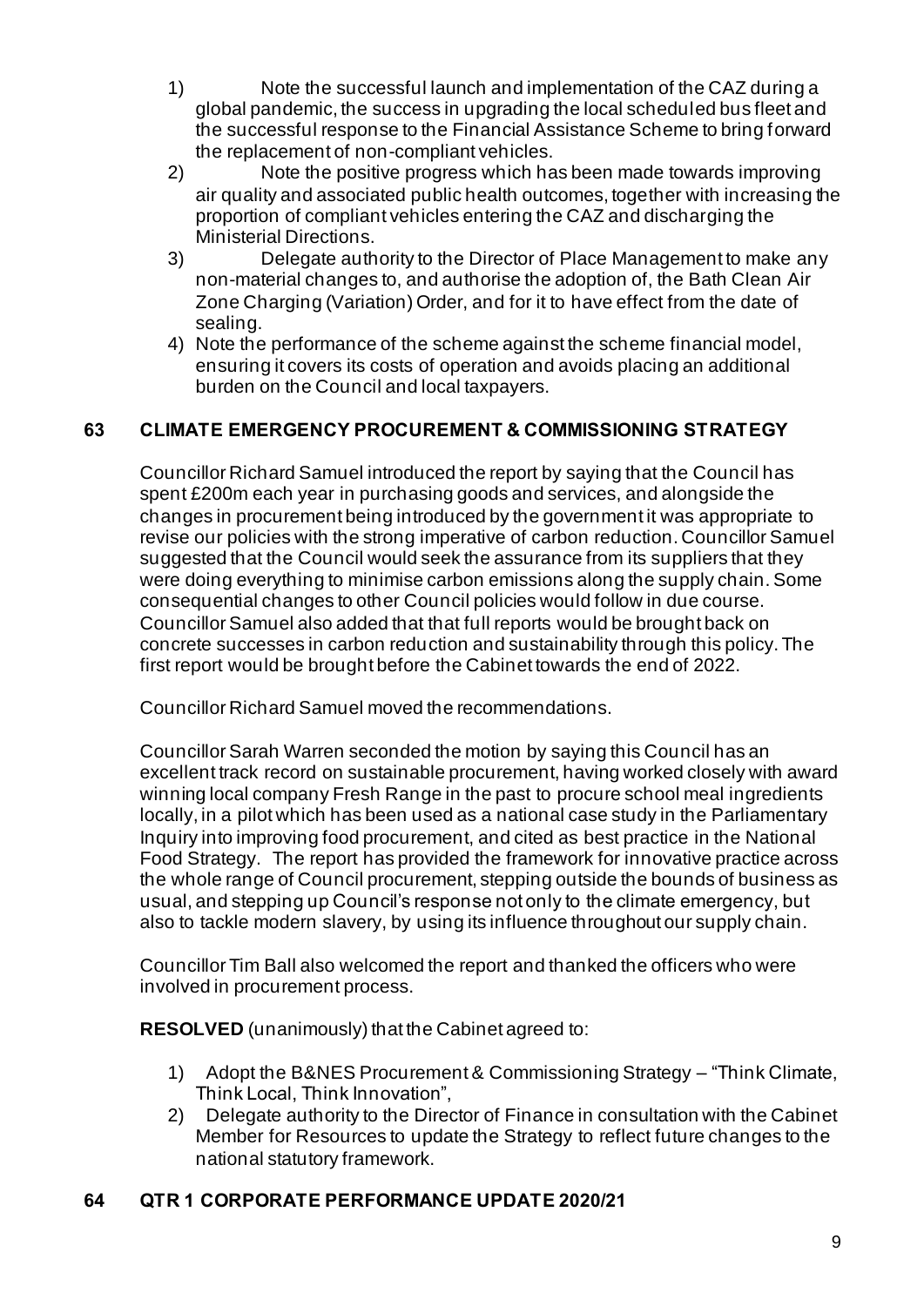1) Note the successful launch and implementation of the CAZ during a global pandemic, the success in upgrading the local scheduled bus fleet and the successful response to the Financial Assistance Scheme to bring forward the replacement of non-compliant vehicles.
2) Note the positive progress which has been made towards improving air quality and associated public health outcomes, together with increasing the proportion of compliant vehicles entering the CAZ and discharging the Ministerial Directions.
3) Delegate authority to the Director of Place Management to make any non-material changes to, and authorise the adoption of, the Bath Clean Air Zone Charging (Variation) Order, and for it to have effect from the date of sealing.
4) Note the performance of the scheme against the scheme financial model, ensuring it covers its costs of operation and avoids placing an additional burden on the Council and local taxpayers.

## 63 CLIMATE EMERGENCY PROCUREMENT & COMMISSIONING STRATEGY

Councillor Richard Samuel introduced the report by saying that the Council has spent £200m each year in purchasing goods and services, and alongside the changes in procurement being introduced by the government it was appropriate to revise our policies with the strong imperative of carbon reduction. Councillor Samuel suggested that the Council would seek the assurance from its suppliers that they were doing everything to minimise carbon emissions along the supply chain. Some consequential changes to other Council policies would follow in due course. Councillor Samuel also added that that full reports would be brought back on concrete successes in carbon reduction and sustainability through this policy. The first report would be brought before the Cabinet towards the end of 2022.

Councillor Richard Samuel moved the recommendations.

Councillor Sarah Warren seconded the motion by saying this Council has an excellent track record on sustainable procurement, having worked closely with award winning local company Fresh Range in the past to procure school meal ingredients locally, in a pilot which has been used as a national case study in the Parliamentary Inquiry into improving food procurement, and cited as best practice in the National Food Strategy. The report has provided the framework for innovative practice across the whole range of Council procurement, stepping outside the bounds of business as usual, and stepping up Council's response not only to the climate emergency, but also to tackle modern slavery, by using its influence throughout our supply chain.

Councillor Tim Ball also welcomed the report and thanked the officers who were involved in procurement process.

**RESOLVED** (unanimously) that the Cabinet agreed to:

1) Adopt the B&NES Procurement & Commissioning Strategy – "Think Climate, Think Local, Think Innovation",
2) Delegate authority to the Director of Finance in consultation with the Cabinet Member for Resources to update the Strategy to reflect future changes to the national statutory framework.

## 64 QTR 1 CORPORATE PERFORMANCE UPDATE 2020/21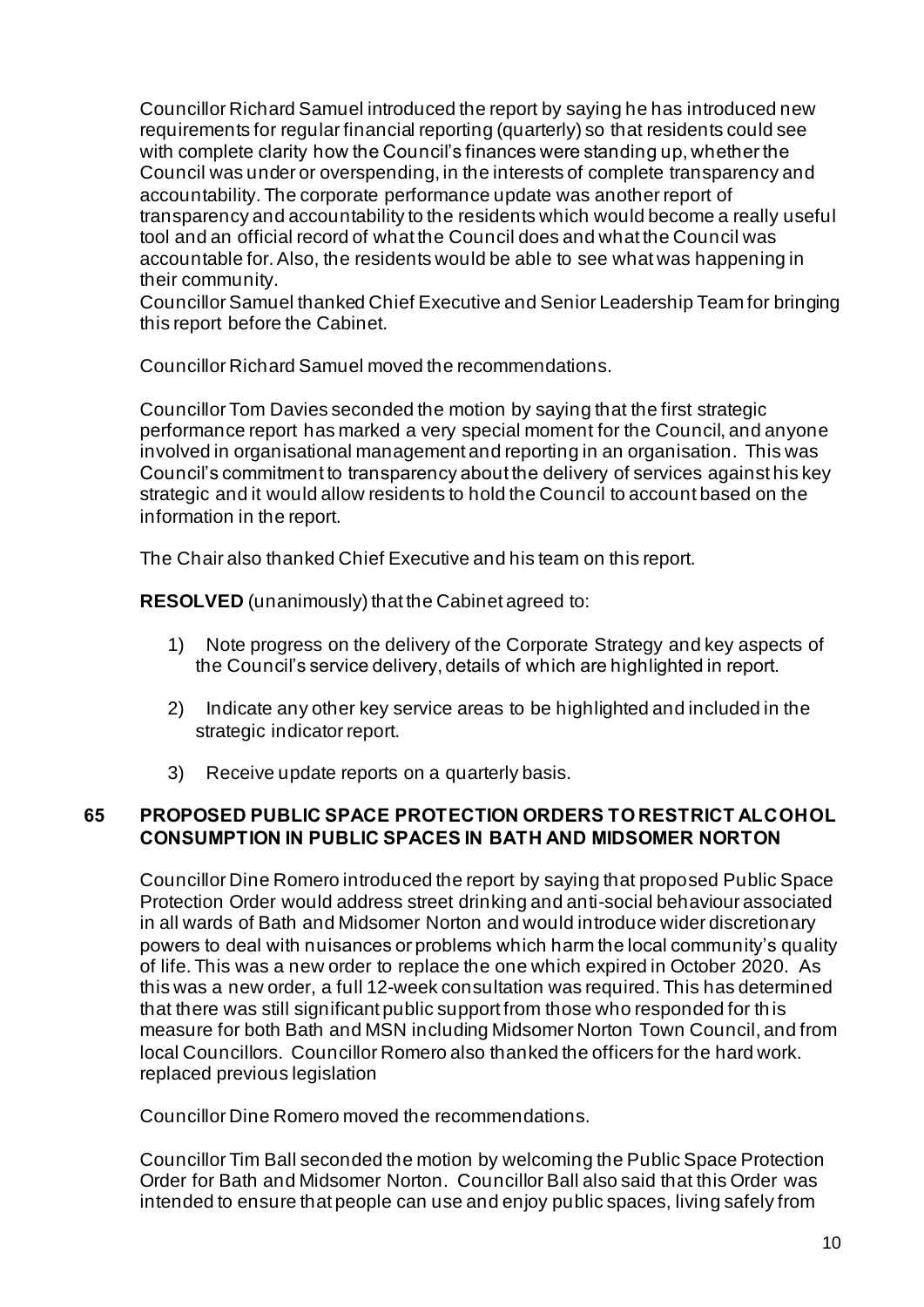Councillor Richard Samuel introduced the report by saying he has introduced new requirements for regular financial reporting (quarterly) so that residents could see with complete clarity how the Council's finances were standing up, whether the Council was under or overspending, in the interests of complete transparency and accountability. The corporate performance update was another report of transparency and accountability to the residents which would become a really useful tool and an official record of what the Council does and what the Council was accountable for. Also, the residents would be able to see what was happening in their community.
Councillor Samuel thanked Chief Executive and Senior Leadership Team for bringing this report before the Cabinet.

Councillor Richard Samuel moved the recommendations.

Councillor Tom Davies seconded the motion by saying that the first strategic performance report has marked a very special moment for the Council, and anyone involved in organisational management and reporting in an organisation. This was Council's commitment to transparency about the delivery of services against his key strategic and it would allow residents to hold the Council to account based on the information in the report.

The Chair also thanked Chief Executive and his team on this report.

**RESOLVED** (unanimously) that the Cabinet agreed to:

1) Note progress on the delivery of the Corporate Strategy and key aspects of the Council's service delivery, details of which are highlighted in report.

2) Indicate any other key service areas to be highlighted and included in the strategic indicator report.

3) Receive update reports on a quarterly basis.

## 65 PROPOSED PUBLIC SPACE PROTECTION ORDERS TO RESTRICT ALCOHOL CONSUMPTION IN PUBLIC SPACES IN BATH AND MIDSOMER NORTON

Councillor Dine Romero introduced the report by saying that proposed Public Space Protection Order would address street drinking and anti-social behaviour associated in all wards of Bath and Midsomer Norton and would introduce wider discretionary powers to deal with nuisances or problems which harm the local community's quality of life. This was a new order to replace the one which expired in October 2020. As this was a new order, a full 12-week consultation was required. This has determined that there was still significant public support from those who responded for this measure for both Bath and MSN including Midsomer Norton Town Council, and from local Councillors. Councillor Romero also thanked the officers for the hard work. replaced previous legislation

Councillor Dine Romero moved the recommendations.

Councillor Tim Ball seconded the motion by welcoming the Public Space Protection Order for Bath and Midsomer Norton. Councillor Ball also said that this Order was intended to ensure that people can use and enjoy public spaces, living safely from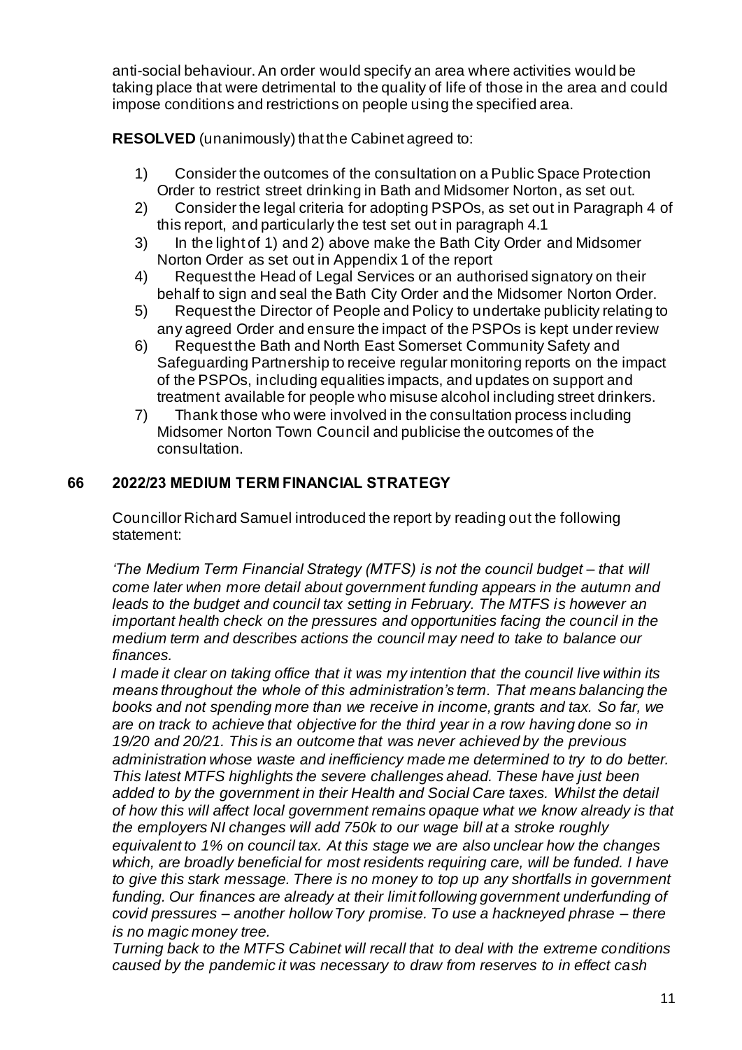anti-social behaviour. An order would specify an area where activities would be taking place that were detrimental to the quality of life of those in the area and could impose conditions and restrictions on people using the specified area.

**RESOLVED** (unanimously) that the Cabinet agreed to:

1) Consider the outcomes of the consultation on a Public Space Protection Order to restrict street drinking in Bath and Midsomer Norton, as set out.
2) Consider the legal criteria for adopting PSPOs, as set out in Paragraph 4 of this report, and particularly the test set out in paragraph 4.1
3) In the light of 1) and 2) above make the Bath City Order and Midsomer Norton Order as set out in Appendix 1 of the report
4) Request the Head of Legal Services or an authorised signatory on their behalf to sign and seal the Bath City Order and the Midsomer Norton Order.
5) Request the Director of People and Policy to undertake publicity relating to any agreed Order and ensure the impact of the PSPOs is kept under review
6) Request the Bath and North East Somerset Community Safety and Safeguarding Partnership to receive regular monitoring reports on the impact of the PSPOs, including equalities impacts, and updates on support and treatment available for people who misuse alcohol including street drinkers.
7) Thank those who were involved in the consultation process including Midsomer Norton Town Council and publicise the outcomes of the consultation.

## 66 2022/23 MEDIUM TERM FINANCIAL STRATEGY

Councillor Richard Samuel introduced the report by reading out the following statement:

*'The Medium Term Financial Strategy (MTFS) is not the council budget – that will come later when more detail about government funding appears in the autumn and leads to the budget and council tax setting in February. The MTFS is however an important health check on the pressures and opportunities facing the council in the medium term and describes actions the council may need to take to balance our finances.*

*I made it clear on taking office that it was my intention that the council live within its means throughout the whole of this administration's term. That means balancing the books and not spending more than we receive in income, grants and tax. So far, we are on track to achieve that objective for the third year in a row having done so in 19/20 and 20/21. This is an outcome that was never achieved by the previous administration whose waste and inefficiency made me determined to try to do better. This latest MTFS highlights the severe challenges ahead. These have just been added to by the government in their Health and Social Care taxes. Whilst the detail of how this will affect local government remains opaque what we know already is that the employers NI changes will add 750k to our wage bill at a stroke roughly equivalent to 1% on council tax. At this stage we are also unclear how the changes which, are broadly beneficial for most residents requiring care, will be funded. I have to give this stark message. There is no money to top up any shortfalls in government funding. Our finances are already at their limit following government underfunding of covid pressures – another hollow Tory promise. To use a hackneyed phrase – there is no magic money tree.*

*Turning back to the MTFS Cabinet will recall that to deal with the extreme conditions caused by the pandemic it was necessary to draw from reserves to in effect cash*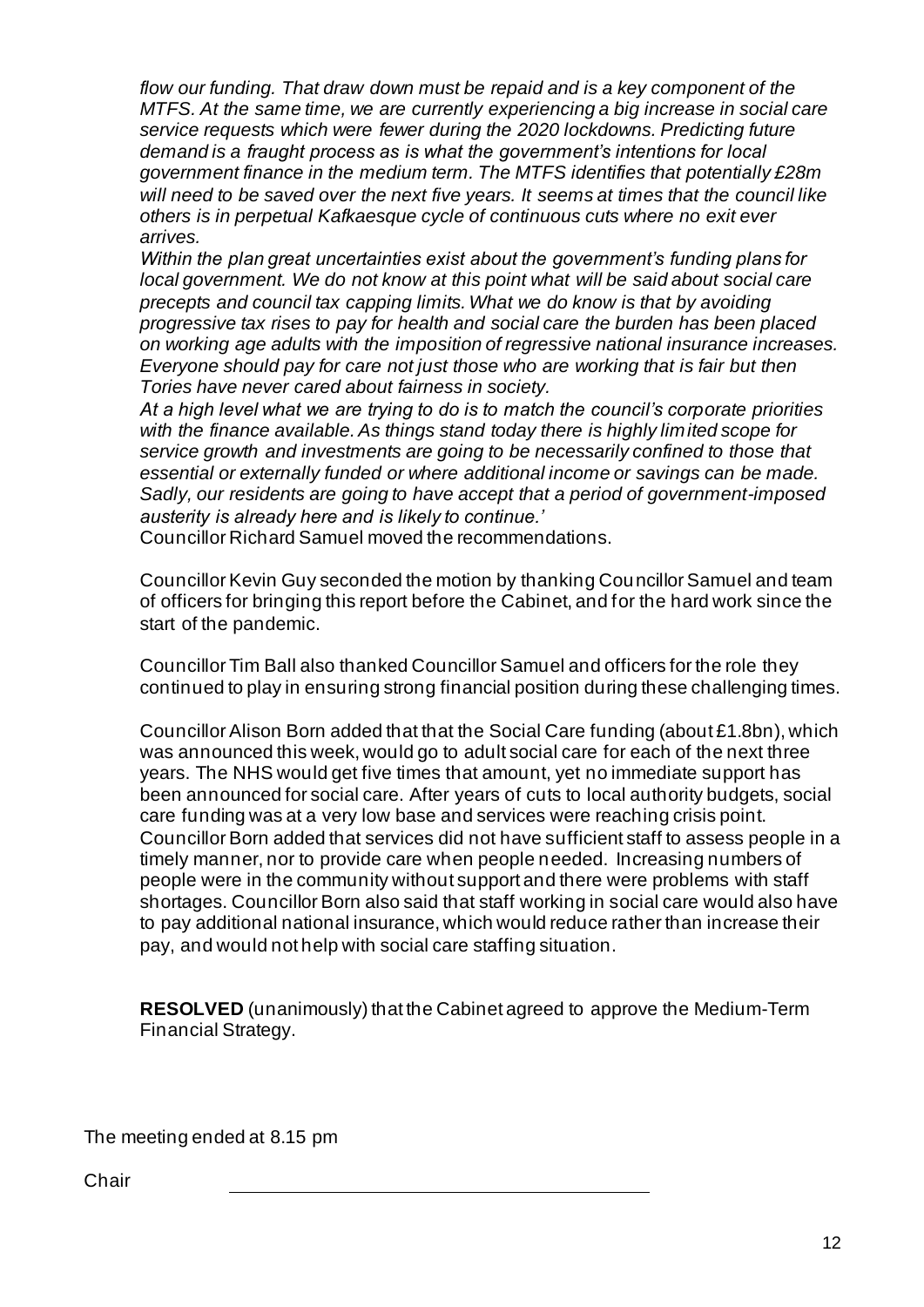*flow our funding. That draw down must be repaid and is a key component of the MTFS. At the same time, we are currently experiencing a big increase in social care service requests which were fewer during the 2020 lockdowns. Predicting future demand is a fraught process as is what the government's intentions for local government finance in the medium term. The MTFS identifies that potentially £28m will need to be saved over the next five years. It seems at times that the council like others is in perpetual Kafkaesque cycle of continuous cuts where no exit ever arrives.*

*Within the plan great uncertainties exist about the government's funding plans for local government. We do not know at this point what will be said about social care precepts and council tax capping limits. What we do know is that by avoiding progressive tax rises to pay for health and social care the burden has been placed on working age adults with the imposition of regressive national insurance increases. Everyone should pay for care not just those who are working that is fair but then Tories have never cared about fairness in society.*

*At a high level what we are trying to do is to match the council's corporate priorities with the finance available. As things stand today there is highly limited scope for service growth and investments are going to be necessarily confined to those that essential or externally funded or where additional income or savings can be made. Sadly, our residents are going to have accept that a period of government-imposed austerity is already here and is likely to continue.'*

Councillor Richard Samuel moved the recommendations.

Councillor Kevin Guy seconded the motion by thanking Councillor Samuel and team of officers for bringing this report before the Cabinet, and for the hard work since the start of the pandemic.

Councillor Tim Ball also thanked Councillor Samuel and officers for the role they continued to play in ensuring strong financial position during these challenging times.

Councillor Alison Born added that that the Social Care funding (about £1.8bn), which was announced this week, would go to adult social care for each of the next three years. The NHS would get five times that amount, yet no immediate support has been announced for social care. After years of cuts to local authority budgets, social care funding was at a very low base and services were reaching crisis point. Councillor Born added that services did not have sufficient staff to assess people in a timely manner, nor to provide care when people needed. Increasing numbers of people were in the community without support and there were problems with staff shortages. Councillor Born also said that staff working in social care would also have to pay additional national insurance, which would reduce rather than increase their pay, and would not help with social care staffing situation.

**RESOLVED** (unanimously) that the Cabinet agreed to approve the Medium-Term Financial Strategy.

The meeting ended at 8.15 pm

Chair ________________________________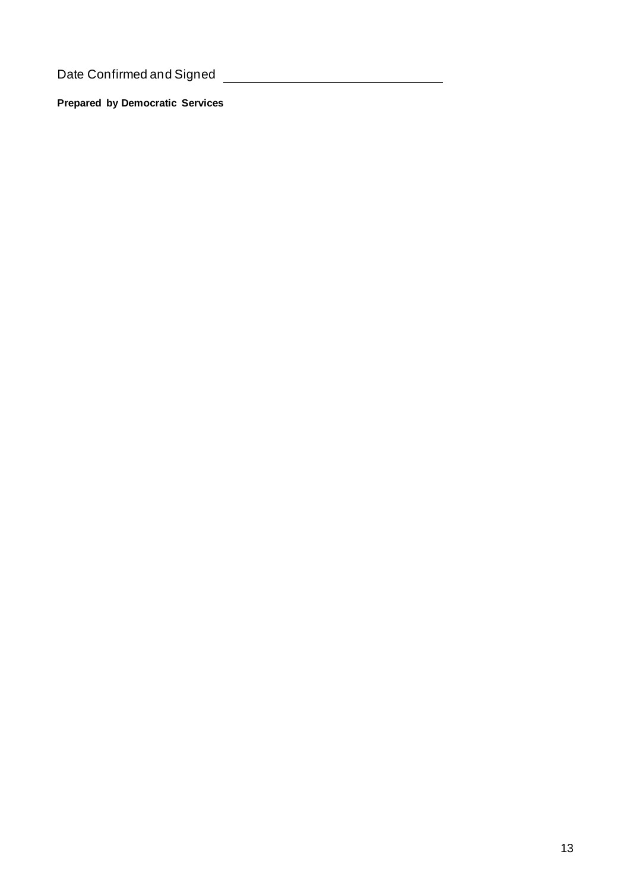Date Confirmed and Signed ________________________________

**Prepared by Democratic Services**